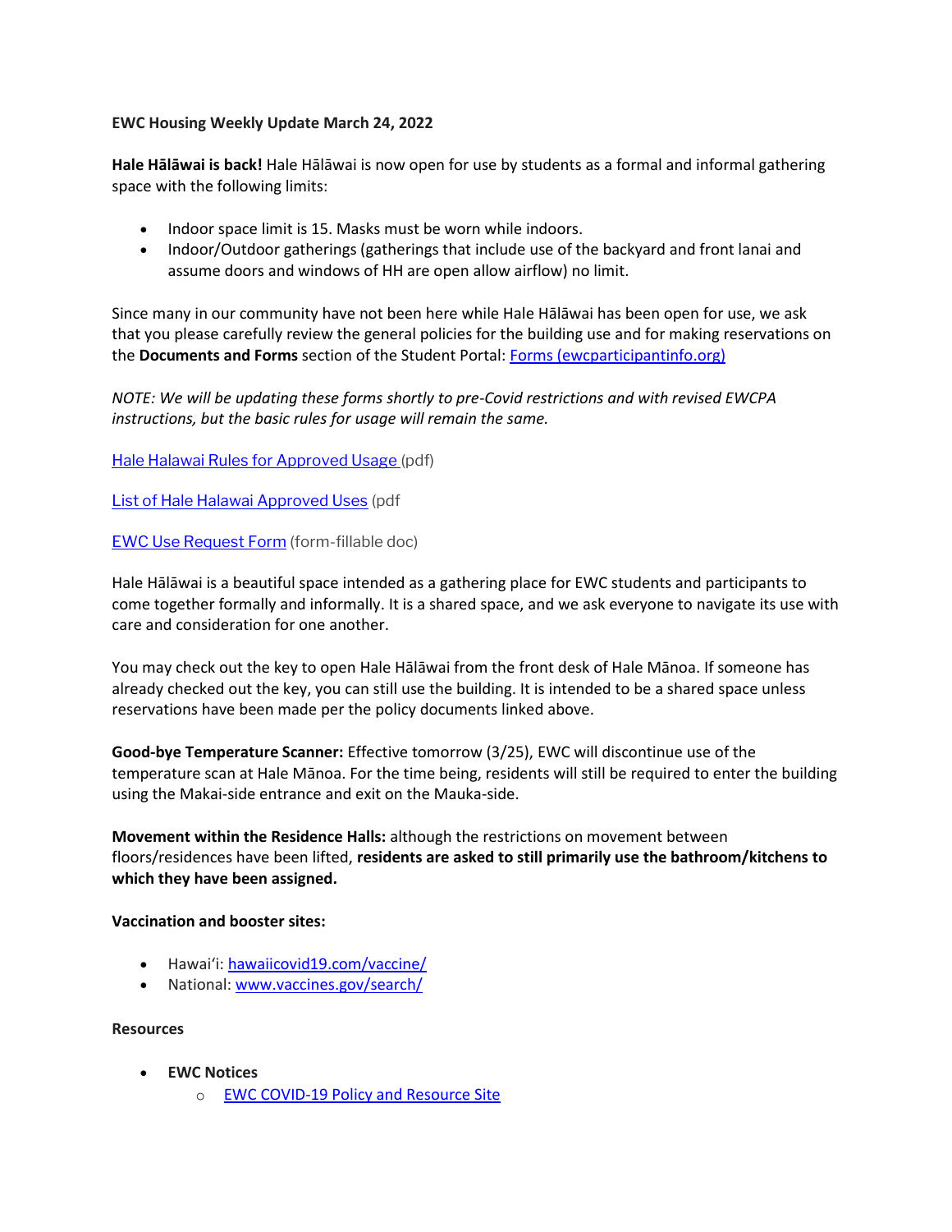**EWC Housing Weekly Update March 24, 2022**

**Hale Hālāwai is back!** Hale Hālāwai is now open for use by students as a formal and informal gathering space with the following limits:

- Indoor space limit is 15. Masks must be worn while indoors.
- Indoor/Outdoor gatherings (gatherings that include use of the backyard and front lanai and assume doors and windows of HH are open allow airflow) no limit.

Since many in our community have not been here while Hale Hālāwai has been open for use, we ask that you please carefully review the general policies for the building use and for making reservations on the **Documents and Forms** section of the Student Portal: Forms (ewcparticipantinfo.org)

*NOTE: We will be updating these forms shortly to pre-Covid restrictions and with revised EWCPA instructions, but the basic rules for usage will remain the same.*

Hale Halawai Rules for Approved Usage (pdf)

List of Hale Halawai Approved Uses (pdf

EWC Use Request Form (form-fillable doc)

Hale Hālāwai is a beautiful space intended as a gathering place for EWC students and participants to come together formally and informally. It is a shared space, and we ask everyone to navigate its use with care and consideration for one another.

You may check out the key to open Hale Hālāwai from the front desk of Hale Mānoa. If someone has already checked out the key, you can still use the building. It is intended to be a shared space unless reservations have been made per the policy documents linked above.

**Good-bye Temperature Scanner:** Effective tomorrow (3/25), EWC will discontinue use of the temperature scan at Hale Mānoa. For the time being, residents will still be required to enter the building using the Makai-side entrance and exit on the Mauka-side.

**Movement within the Residence Halls:** although the restrictions on movement between floors/residences have been lifted, **residents are asked to still primarily use the bathroom/kitchens to which they have been assigned.**

**Vaccination and booster sites:**

- Hawaiʻi: hawaiicovid19.com/vaccine/
- National: www.vaccines.gov/search/

**Resources**

- **EWC Notices**
  - EWC COVID-19 Policy and Resource Site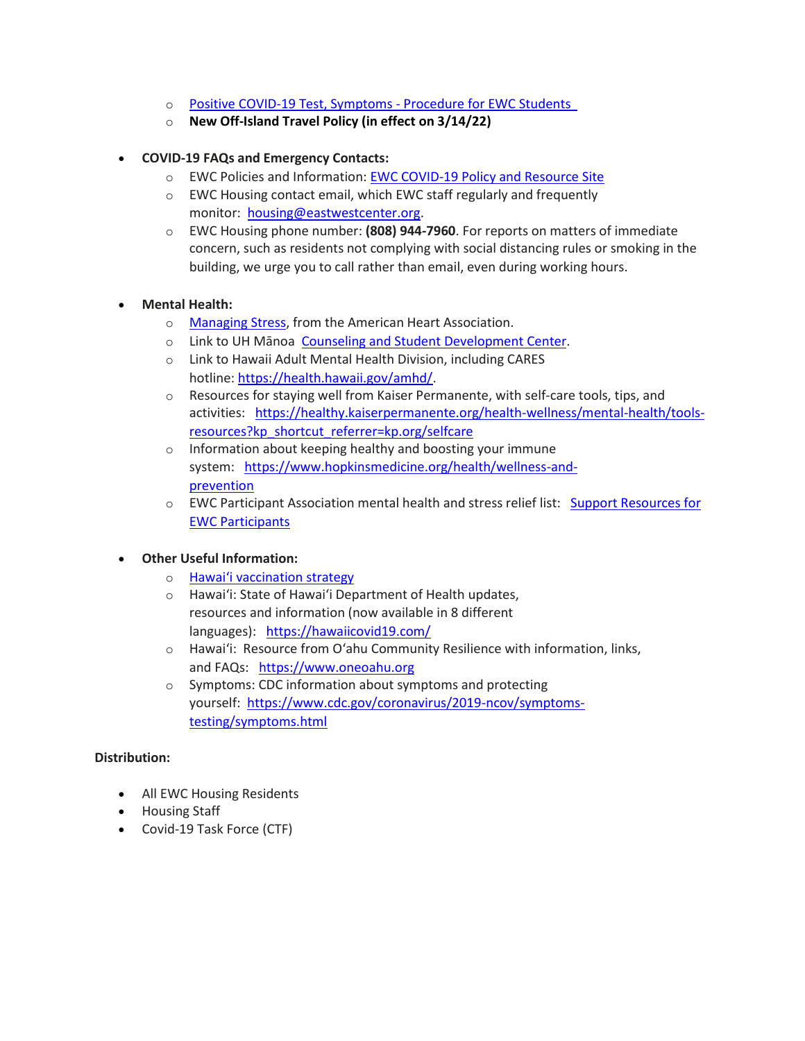- Positive COVID-19 Test, Symptoms - Procedure for EWC Students
  - **New Off-Island Travel Policy (in effect on 3/14/22)**

- **COVID-19 FAQs and Emergency Contacts:**
  - EWC Policies and Information: EWC COVID-19 Policy and Resource Site
  - EWC Housing contact email, which EWC staff regularly and frequently monitor: housing@eastwestcenter.org.
  - EWC Housing phone number: **(808) 944-7960**. For reports on matters of immediate concern, such as residents not complying with social distancing rules or smoking in the building, we urge you to call rather than email, even during working hours.

- **Mental Health:**
  - Managing Stress, from the American Heart Association.
  - Link to UH Mānoa Counseling and Student Development Center.
  - Link to Hawaii Adult Mental Health Division, including CARES hotline: https://health.hawaii.gov/amhd/.
  - Resources for staying well from Kaiser Permanente, with self-care tools, tips, and activities: https://healthy.kaiserpermanente.org/health-wellness/mental-health/tools-resources?kp_shortcut_referrer=kp.org/selfcare
  - Information about keeping healthy and boosting your immune system: https://www.hopkinsmedicine.org/health/wellness-and-prevention
  - EWC Participant Association mental health and stress relief list: Support Resources for EWC Participants

- **Other Useful Information:**
  - Hawaiʻi vaccination strategy
  - Hawaiʻi: State of Hawaiʻi Department of Health updates, resources and information (now available in 8 different languages): https://hawaiicovid19.com/
  - Hawaiʻi: Resource from Oʻahu Community Resilience with information, links, and FAQs: https://www.oneoahu.org
  - Symptoms: CDC information about symptoms and protecting yourself: https://www.cdc.gov/coronavirus/2019-ncov/symptoms-testing/symptoms.html

**Distribution:**

- All EWC Housing Residents
- Housing Staff
- Covid-19 Task Force (CTF)